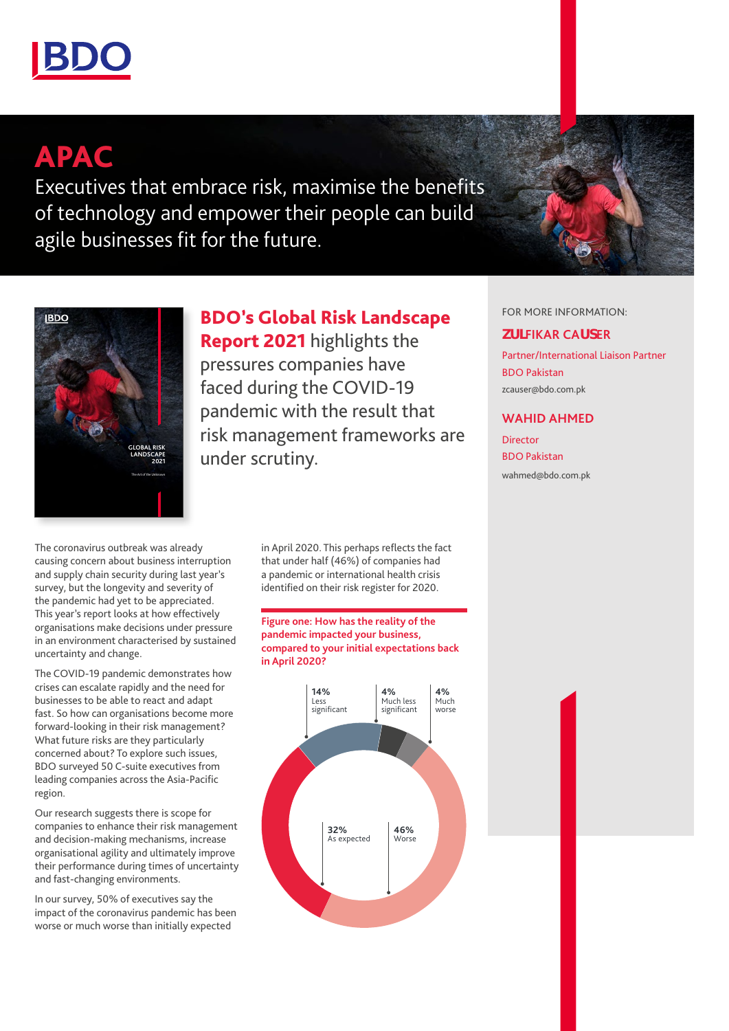# APAC

Executives that embrace risk, maximise the benefits of technology and empower their people can build agile businesses fit for the future.

**BDO's Global Risk Landscape Report 2021** highlights the pressures companies have faced during the COVID-19 pandemic with the result that risk management frameworks are under scrutiny.

FOR MORE INFORMATION:

**ZULFIKAR CAUSER**
Partner/International Liaison Partner
BDO Pakistan
zcauser@bdo.com.pk

**WAHID AHMED**
Director
BDO Pakistan
wahmed@bdo.com.pk

The coronavirus outbreak was already causing concern about business interruption and supply chain security during last year's survey, but the longevity and severity of the pandemic had yet to be appreciated. This year's report looks at how effectively organisations make decisions under pressure in an environment characterised by sustained uncertainty and change.

The COVID-19 pandemic demonstrates how crises can escalate rapidly and the need for businesses to be able to react and adapt fast. So how can organisations become more forward-looking in their risk management? What future risks are they particularly concerned about? To explore such issues, BDO surveyed 50 C-suite executives from leading companies across the Asia-Pacific region.

Our research suggests there is scope for companies to enhance their risk management and decision-making mechanisms, increase organisational agility and ultimately improve their performance during times of uncertainty and fast-changing environments.

In our survey, 50% of executives say the impact of the coronavirus pandemic has been worse or much worse than initially expected in April 2020. This perhaps reflects the fact that under half (46%) of companies had a pandemic or international health crisis identified on their risk register for 2020.

**Figure one: How has the reality of the pandemic impacted your business, compared to your initial expectations back in April 2020?**

| Response | Share |
|---|---|
| Less significant | 14% |
| Much less significant | 4% |
| Much worse | 4% |
| Worse | 46% |
| As expected | 32% |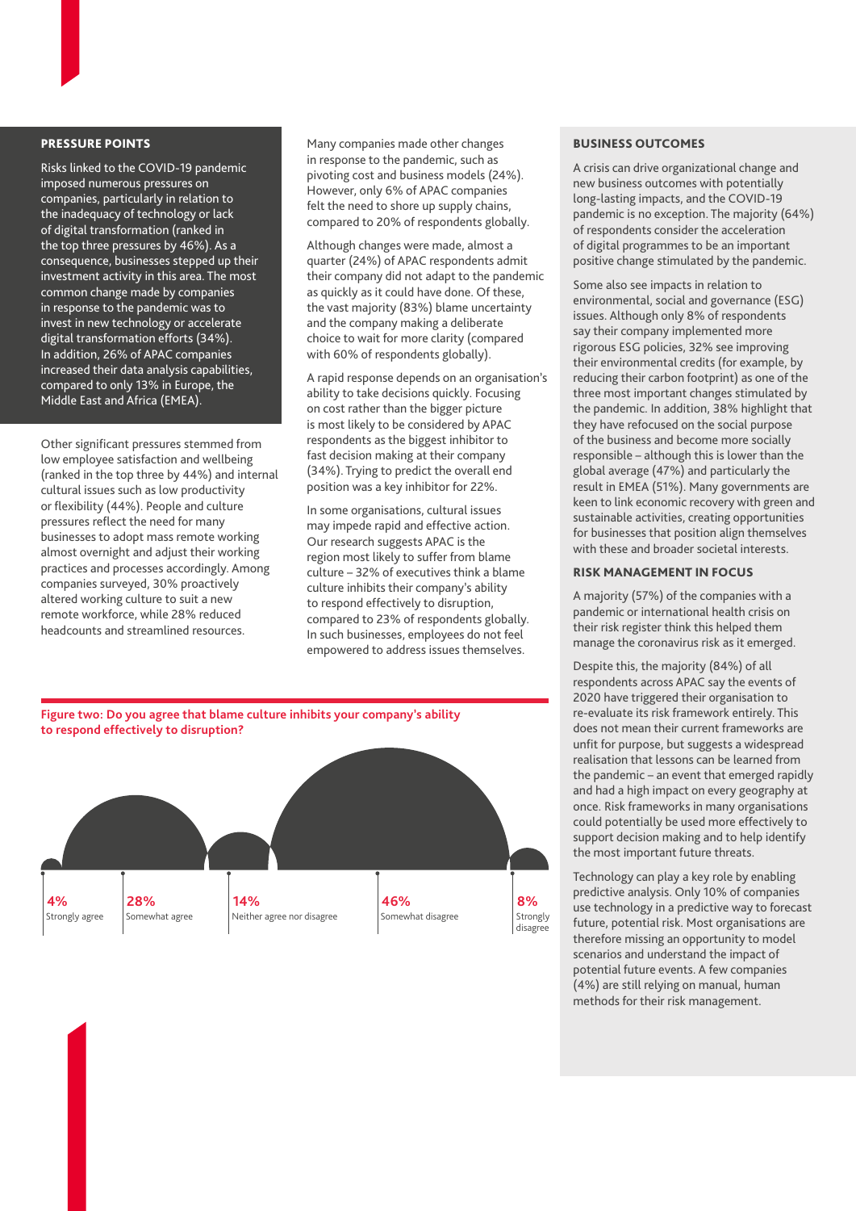## PRESSURE POINTS

Risks linked to the COVID-19 pandemic imposed numerous pressures on companies, particularly in relation to the inadequacy of technology or lack of digital transformation (ranked in the top three pressures by 46%). As a consequence, businesses stepped up their investment activity in this area. The most common change made by companies in response to the pandemic was to invest in new technology or accelerate digital transformation efforts (34%). In addition, 26% of APAC companies increased their data analysis capabilities, compared to only 13% in Europe, the Middle East and Africa (EMEA).

Other significant pressures stemmed from low employee satisfaction and wellbeing (ranked in the top three by 44%) and internal cultural issues such as low productivity or flexibility (44%). People and culture pressures reflect the need for many businesses to adopt mass remote working almost overnight and adjust their working practices and processes accordingly. Among companies surveyed, 30% proactively altered working culture to suit a new remote workforce, while 28% reduced headcounts and streamlined resources.

Many companies made other changes in response to the pandemic, such as pivoting cost and business models (24%). However, only 6% of APAC companies felt the need to shore up supply chains, compared to 20% of respondents globally.

Although changes were made, almost a quarter (24%) of APAC respondents admit their company did not adapt to the pandemic as quickly as it could have done. Of these, the vast majority (83%) blame uncertainty and the company making a deliberate choice to wait for more clarity (compared with 60% of respondents globally).

A rapid response depends on an organisation's ability to take decisions quickly. Focusing on cost rather than the bigger picture is most likely to be considered by APAC respondents as the biggest inhibitor to fast decision making at their company (34%). Trying to predict the overall end position was a key inhibitor for 22%.

In some organisations, cultural issues may impede rapid and effective action. Our research suggests APAC is the region most likely to suffer from blame culture – 32% of executives think a blame culture inhibits their company's ability to respond effectively to disruption, compared to 23% of respondents globally. In such businesses, employees do not feel empowered to address issues themselves.

**Figure two: Do you agree that blame culture inhibits your company's ability to respond effectively to disruption?**

| Response | % |
| --- | --- |
| Strongly agree | 4% |
| Somewhat agree | 28% |
| Neither agree nor disagree | 14% |
| Somewhat disagree | 46% |
| Strongly disagree | 8% |

## BUSINESS OUTCOMES

A crisis can drive organizational change and new business outcomes with potentially long-lasting impacts, and the COVID-19 pandemic is no exception. The majority (64%) of respondents consider the acceleration of digital programmes to be an important positive change stimulated by the pandemic.

Some also see impacts in relation to environmental, social and governance (ESG) issues. Although only 8% of respondents say their company implemented more rigorous ESG policies, 32% see improving their environmental credits (for example, by reducing their carbon footprint) as one of the three most important changes stimulated by the pandemic. In addition, 38% highlight that they have refocused on the social purpose of the business and become more socially responsible – although this is lower than the global average (47%) and particularly the result in EMEA (51%). Many governments are keen to link economic recovery with green and sustainable activities, creating opportunities for businesses that position align themselves with these and broader societal interests.

## RISK MANAGEMENT IN FOCUS

A majority (57%) of the companies with a pandemic or international health crisis on their risk register think this helped them manage the coronavirus risk as it emerged.

Despite this, the majority (84%) of all respondents across APAC say the events of 2020 have triggered their organisation to re-evaluate its risk framework entirely. This does not mean their current frameworks are unfit for purpose, but suggests a widespread realisation that lessons can be learned from the pandemic – an event that emerged rapidly and had a high impact on every geography at once. Risk frameworks in many organisations could potentially be used more effectively to support decision making and to help identify the most important future threats.

Technology can play a key role by enabling predictive analysis. Only 10% of companies use technology in a predictive way to forecast future, potential risk. Most organisations are therefore missing an opportunity to model scenarios and understand the impact of potential future events. A few companies (4%) are still relying on manual, human methods for their risk management.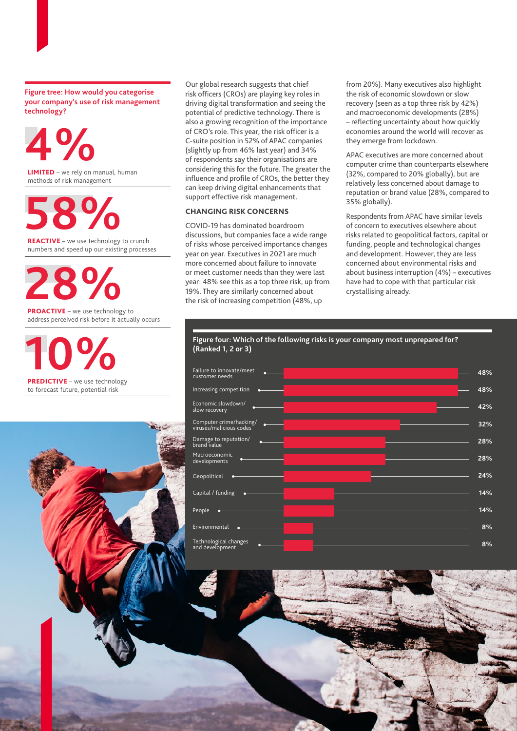**Figure tree: How would you categorise your company's use of risk management technology?**

**4%**

**LIMITED** – we rely on manual, human methods of risk management

**58%**

**REACTIVE** – we use technology to crunch numbers and speed up our existing processes

**28%**

**PROACTIVE** – we use technology to address perceived risk before it actually occurs

**10%**

**PREDICTIVE** – we use technology to forecast future, potential risk

Our global research suggests that chief risk officers (CROs) are playing key roles in driving digital transformation and seeing the potential of predictive technology. There is also a growing recognition of the importance of CRO's role. This year, the risk officer is a C-suite position in 52% of APAC companies (slightly up from 46% last year) and 34% of respondents say their organisations are considering this for the future. The greater the influence and profile of CROs, the better they can keep driving digital enhancements that support effective risk management.

## CHANGING RISK CONCERNS

COVID-19 has dominated boardroom discussions, but companies face a wide range of risks whose perceived importance changes year on year. Executives in 2021 are much more concerned about failure to innovate or meet customer needs than they were last year: 48% see this as a top three risk, up from 19%. They are similarly concerned about the risk of increasing competition (48%, up from 20%). Many executives also highlight the risk of economic slowdown or slow recovery (seen as a top three risk by 42%) and macroeconomic developments (28%) – reflecting uncertainty about how quickly economies around the world will recover as they emerge from lockdown.

APAC executives are more concerned about computer crime than counterparts elsewhere (32%, compared to 20% globally), but are relatively less concerned about damage to reputation or brand value (28%, compared to 35% globally).

Respondents from APAC have similar levels of concern to executives elsewhere about risks related to geopolitical factors, capital or funding, people and technological changes and development. However, they are less concerned about environmental risks and about business interruption (4%) – executives have had to cope with that particular risk crystallising already.

**Figure four: Which of the following risks is your company most unprepared for? (Ranked 1, 2 or 3)**

| Risk | % |
|---|---|
| Failure to innovate/meet customer needs | 48% |
| Increasing competition | 48% |
| Economic slowdown/ slow recovery | 42% |
| Computer crime/hacking/ viruses/malicious codes | 32% |
| Damage to reputation/ brand value | 28% |
| Macroeconomic developments | 28% |
| Geopolitical | 24% |
| Capital / funding | 14% |
| People | 14% |
| Environmental | 8% |
| Technological changes and development | 8% |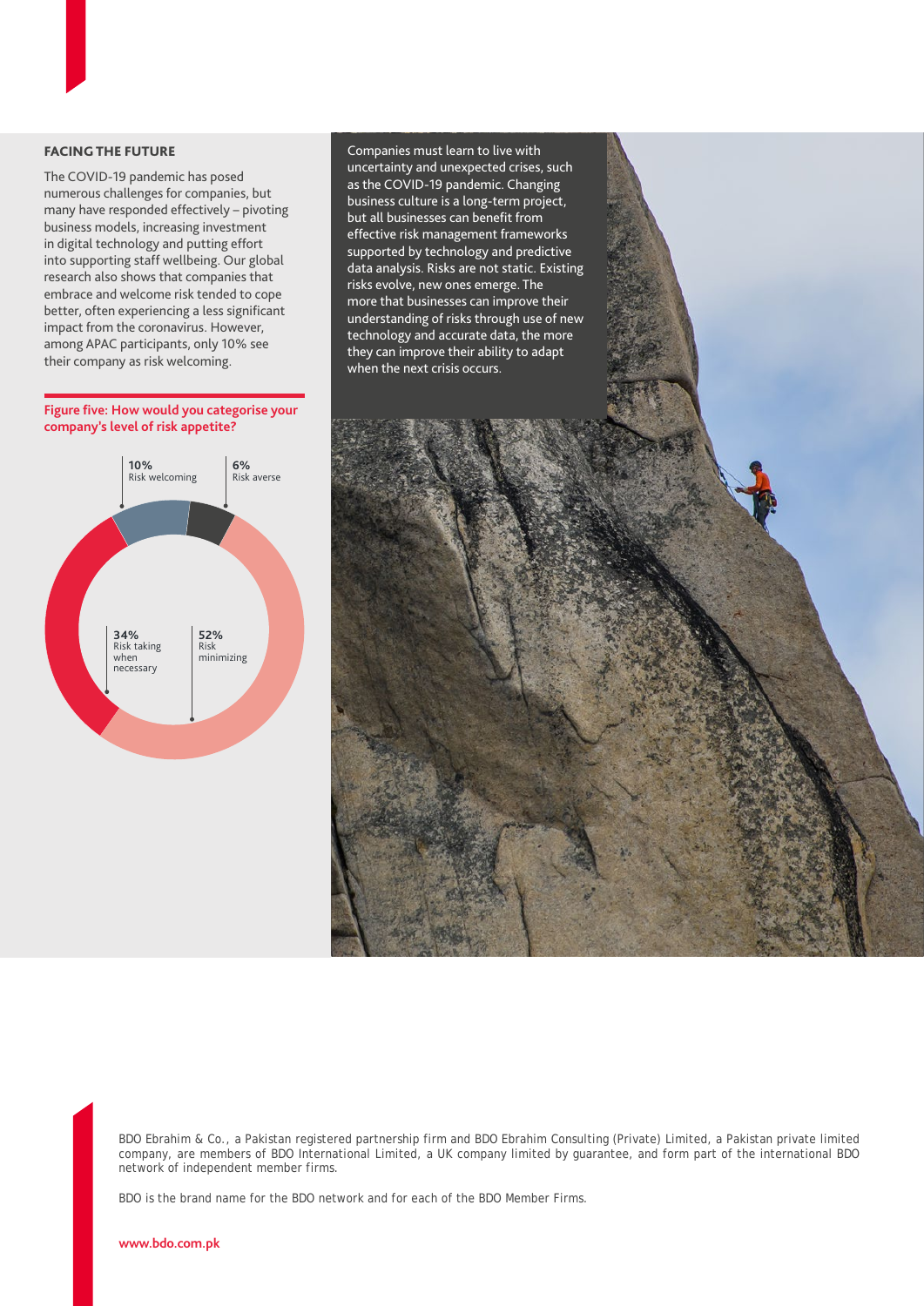## FACING THE FUTURE

The COVID-19 pandemic has posed numerous challenges for companies, but many have responded effectively – pivoting business models, increasing investment in digital technology and putting effort into supporting staff wellbeing. Our global research also shows that companies that embrace and welcome risk tended to cope better, often experiencing a less significant impact from the coronavirus. However, among APAC participants, only 10% see their company as risk welcoming.

**Figure five: How would you categorise your company's level of risk appetite?**

10% Risk welcoming

6% Risk averse

34% Risk taking when necessary

52% Risk minimizing

Companies must learn to live with uncertainty and unexpected crises, such as the COVID-19 pandemic. Changing business culture is a long-term project, but all businesses can benefit from effective risk management frameworks supported by technology and predictive data analysis. Risks are not static. Existing risks evolve, new ones emerge. The more that businesses can improve their understanding of risks through use of new technology and accurate data, the more they can improve their ability to adapt when the next crisis occurs.

BDO Ebrahim & Co., a Pakistan registered partnership firm and BDO Ebrahim Consulting (Private) Limited, a Pakistan private limited company, are members of BDO International Limited, a UK company limited by guarantee, and form part of the international BDO network of independent member firms.

BDO is the brand name for the BDO network and for each of the BDO Member Firms.

www.bdo.com.pk